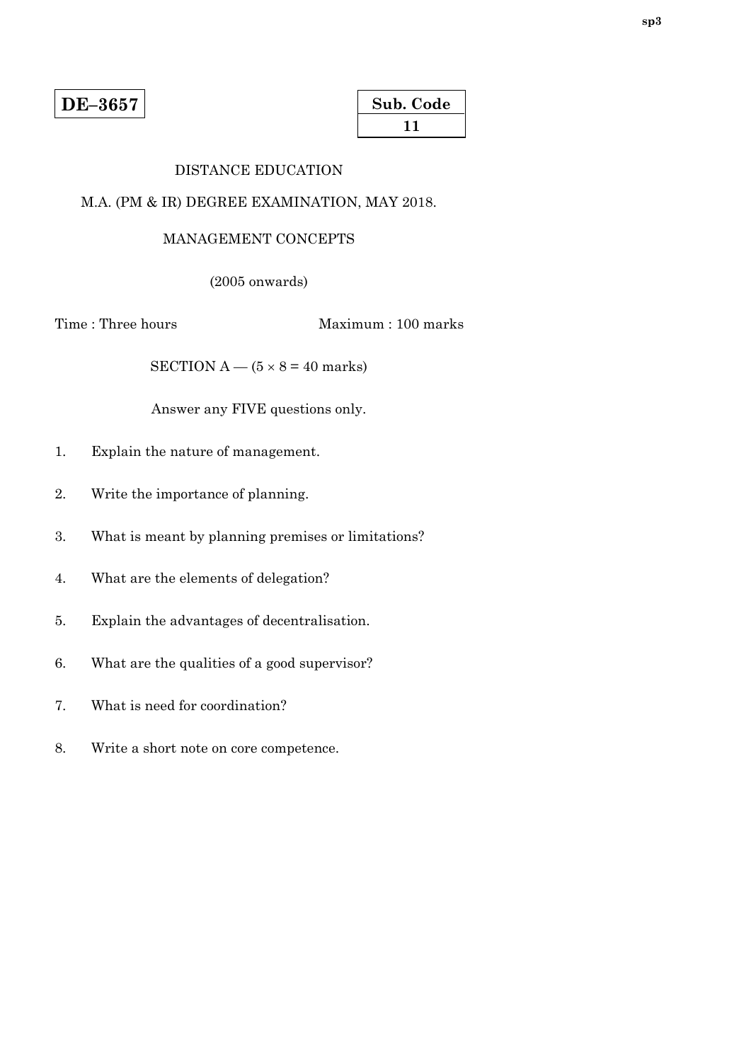**DE–3657**

| Sub. Code |
| --- |
| 11 |

DISTANCE EDUCATION

M.A. (PM & IR) DEGREE EXAMINATION, MAY 2018.

MANAGEMENT CONCEPTS

(2005 onwards)

Time : Three hours                                        Maximum : 100 marks

SECTION A — ($5 \times 8 = 40$ marks)

Answer any FIVE questions only.

1. Explain the nature of management.

2. Write the importance of planning.

3. What is meant by planning premises or limitations?

4. What are the elements of delegation?

5. Explain the advantages of decentralisation.

6. What are the qualities of a good supervisor?

7. What is need for coordination?

8. Write a short note on core competence.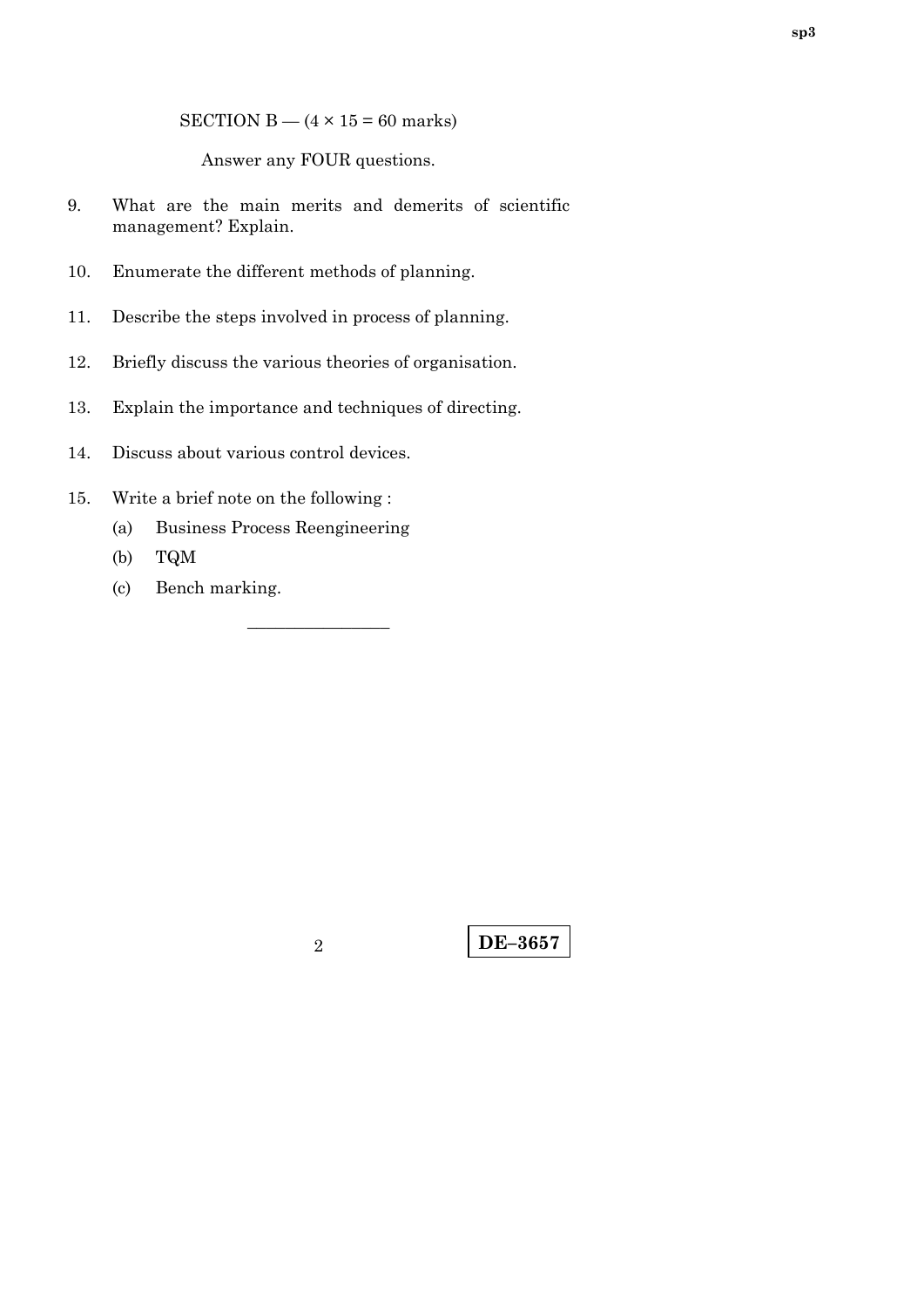## SECTION B — (4 × 15 = 60 marks)

Answer any FOUR questions.

9. What are the main merits and demerits of scientific management? Explain.

10. Enumerate the different methods of planning.

11. Describe the steps involved in process of planning.

12. Briefly discuss the various theories of organisation.

13. Explain the importance and techniques of directing.

14. Discuss about various control devices.

15. Write a brief note on the following :

    (a) Business Process Reengineering

    (b) TQM

    (c) Bench marking.

---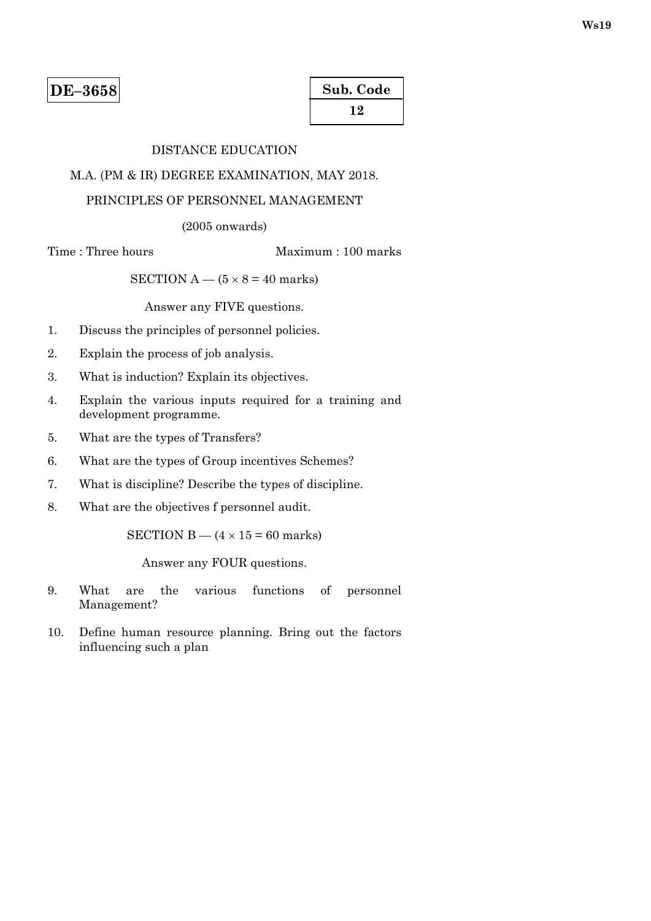**DE–3658**

| Sub. Code |
|---|
| 12 |

DISTANCE EDUCATION

M.A. (PM & IR) DEGREE EXAMINATION, MAY 2018.

PRINCIPLES OF PERSONNEL MANAGEMENT

(2005 onwards)

Time : Three hours                                   Maximum : 100 marks

SECTION A — (5 × 8 = 40 marks)

Answer any FIVE questions.

1. Discuss the principles of personnel policies.

2. Explain the process of job analysis.

3. What is induction? Explain its objectives.

4. Explain the various inputs required for a training and development programme.

5. What are the types of Transfers?

6. What are the types of Group incentives Schemes?

7. What is discipline? Describe the types of discipline.

8. What are the objectives f personnel audit.

SECTION B — (4 × 15 = 60 marks)

Answer any FOUR questions.

9. What are the various functions of personnel Management?

10. Define human resource planning. Bring out the factors influencing such a plan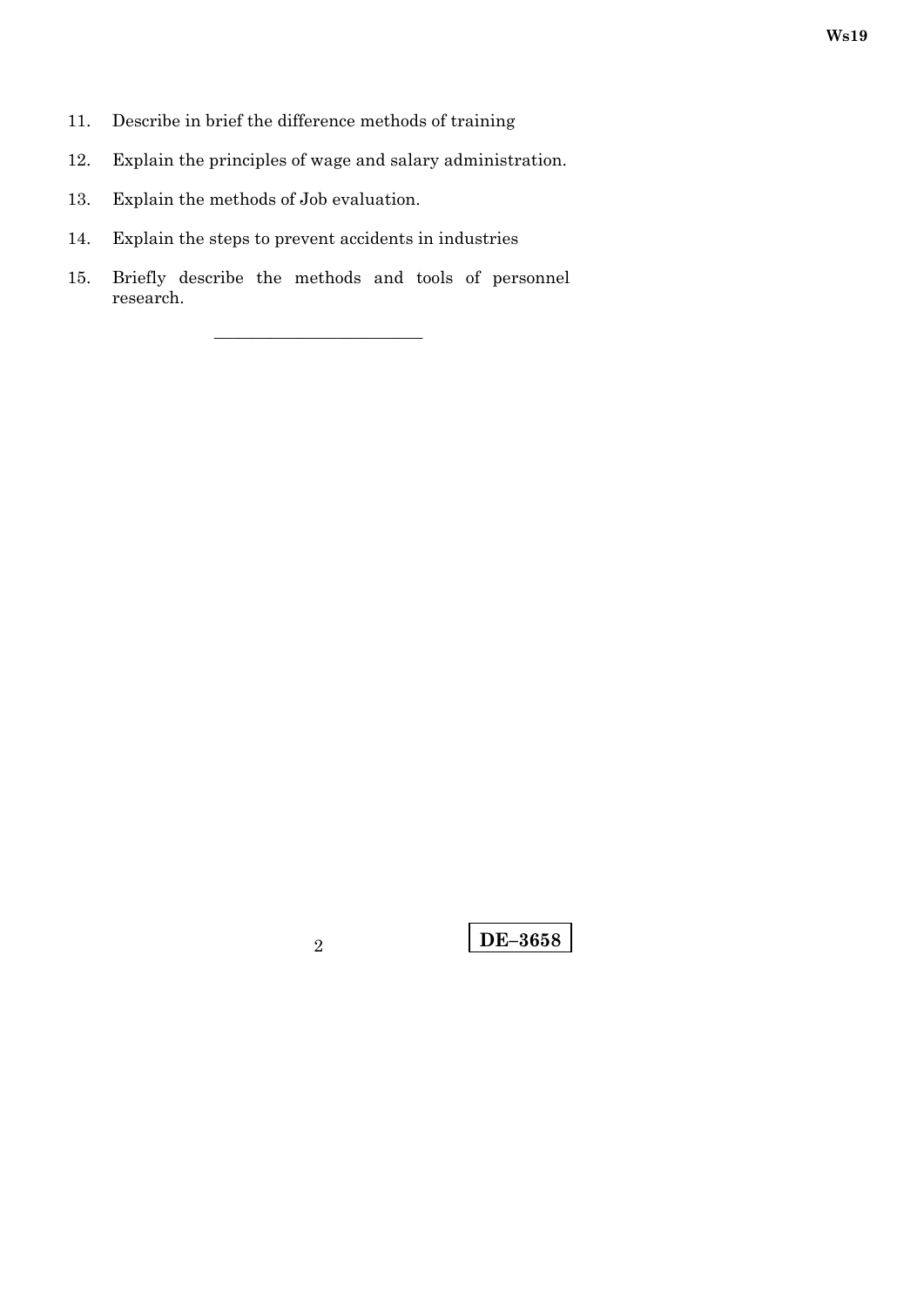11. Describe in brief the difference methods of training
12. Explain the principles of wage and salary administration.
13. Explain the methods of Job evaluation.
14. Explain the steps to prevent accidents in industries
15. Briefly describe the methods and tools of personnel research.

---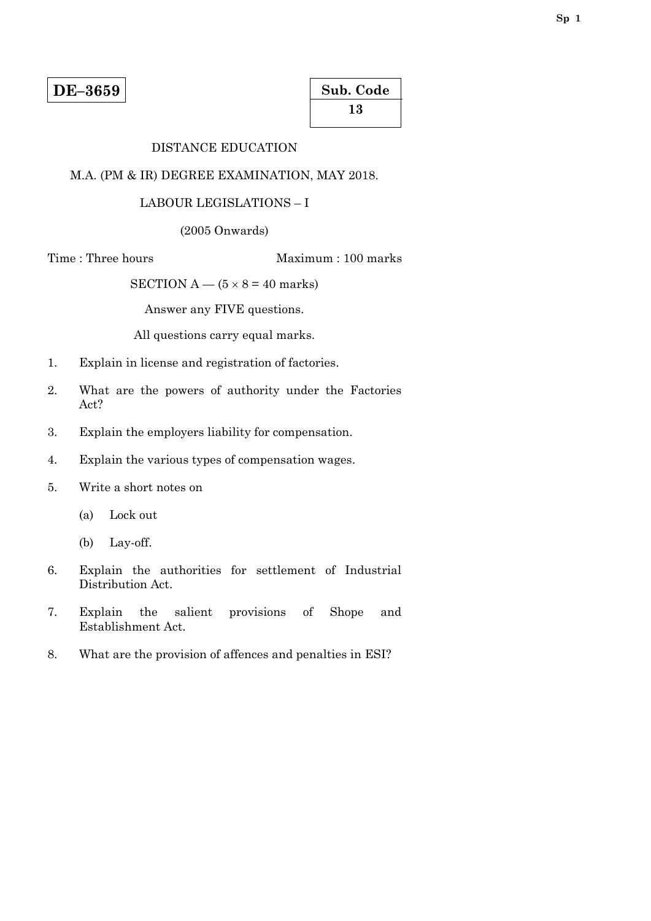**DE–3659**

| Sub. Code |
| --- |
| 13 |

DISTANCE EDUCATION

M.A. (PM & IR) DEGREE EXAMINATION, MAY 2018.

LABOUR LEGISLATIONS – I

(2005 Onwards)

Time : Three hours Maximum : 100 marks

SECTION A — (5 × 8 = 40 marks)

Answer any FIVE questions.

All questions carry equal marks.

1. Explain in license and registration of factories.

2. What are the powers of authority under the Factories Act?

3. Explain the employers liability for compensation.

4. Explain the various types of compensation wages.

5. Write a short notes on

   (a) Lock out

   (b) Lay-off.

6. Explain the authorities for settlement of Industrial Distribution Act.

7. Explain the salient provisions of Shope and Establishment Act.

8. What are the provision of affences and penalties in ESI?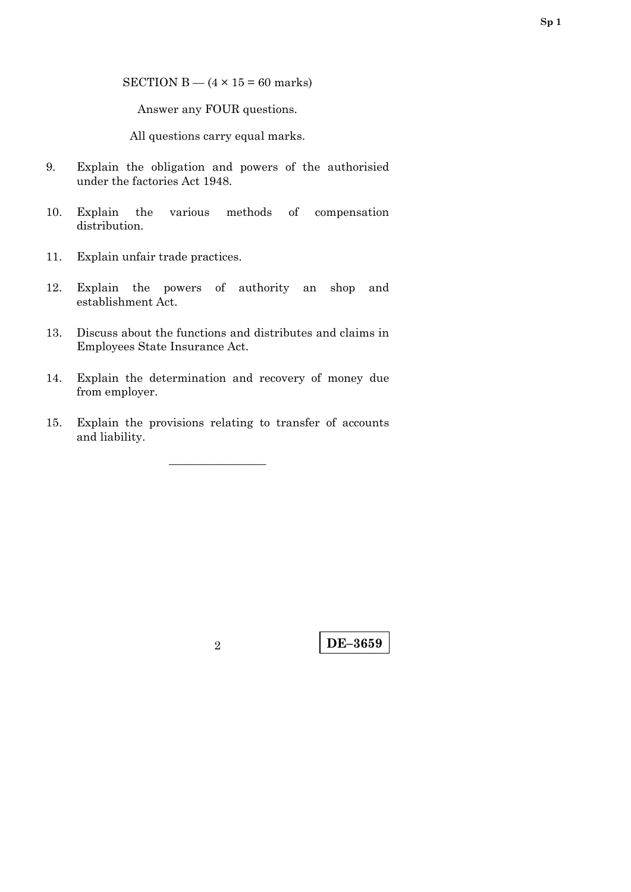SECTION B — (4 × 15 = 60 marks)

Answer any FOUR questions.

All questions carry equal marks.

9. Explain the obligation and powers of the authorisied under the factories Act 1948.

10. Explain the various methods of compensation distribution.

11. Explain unfair trade practices.

12. Explain the powers of authority an shop and establishment Act.

13. Discuss about the functions and distributes and claims in Employees State Insurance Act.

14. Explain the determination and recovery of money due from employer.

15. Explain the provisions relating to transfer of accounts and liability.

————————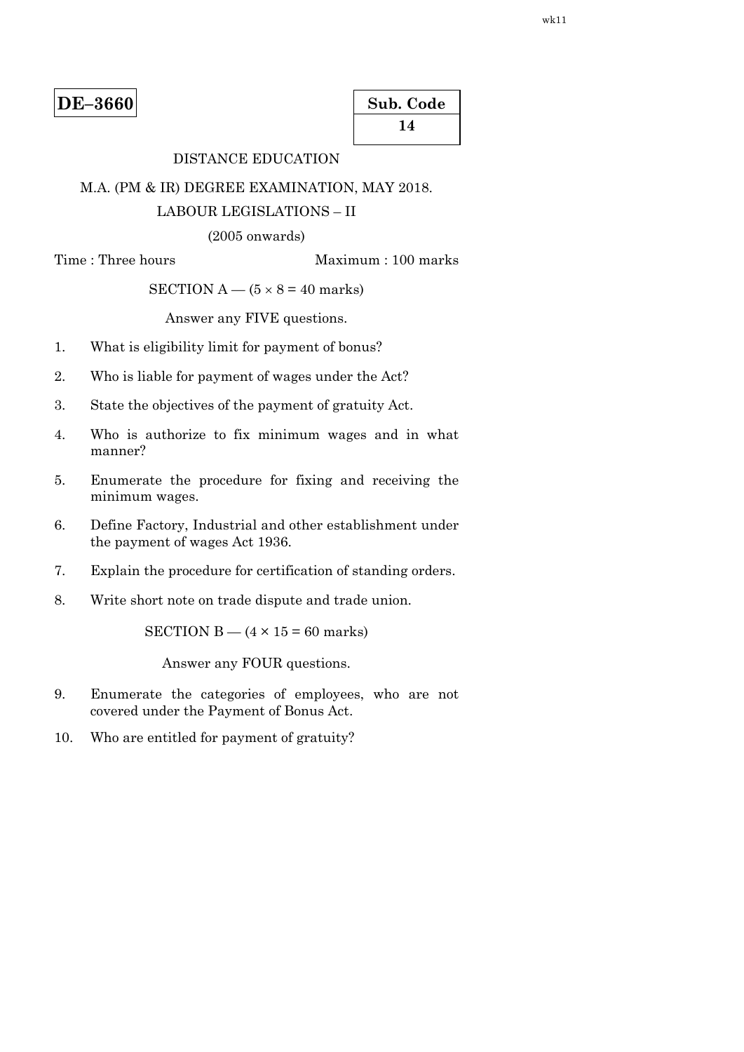wk11

**DE–3660**

| Sub. Code |
|---|
| 14 |

DISTANCE EDUCATION

M.A. (PM & IR) DEGREE EXAMINATION, MAY 2018.

LABOUR LEGISLATIONS – II

(2005 onwards)

Time : Three hours Maximum : 100 marks

SECTION A — ($5 \times 8 = 40$ marks)

Answer any FIVE questions.

1. What is eligibility limit for payment of bonus?

2. Who is liable for payment of wages under the Act?

3. State the objectives of the payment of gratuity Act.

4. Who is authorize to fix minimum wages and in what manner?

5. Enumerate the procedure for fixing and receiving the minimum wages.

6. Define Factory, Industrial and other establishment under the payment of wages Act 1936.

7. Explain the procedure for certification of standing orders.

8. Write short note on trade dispute and trade union.

SECTION B — ($4 \times 15 = 60$ marks)

Answer any FOUR questions.

9. Enumerate the categories of employees, who are not covered under the Payment of Bonus Act.

10. Who are entitled for payment of gratuity?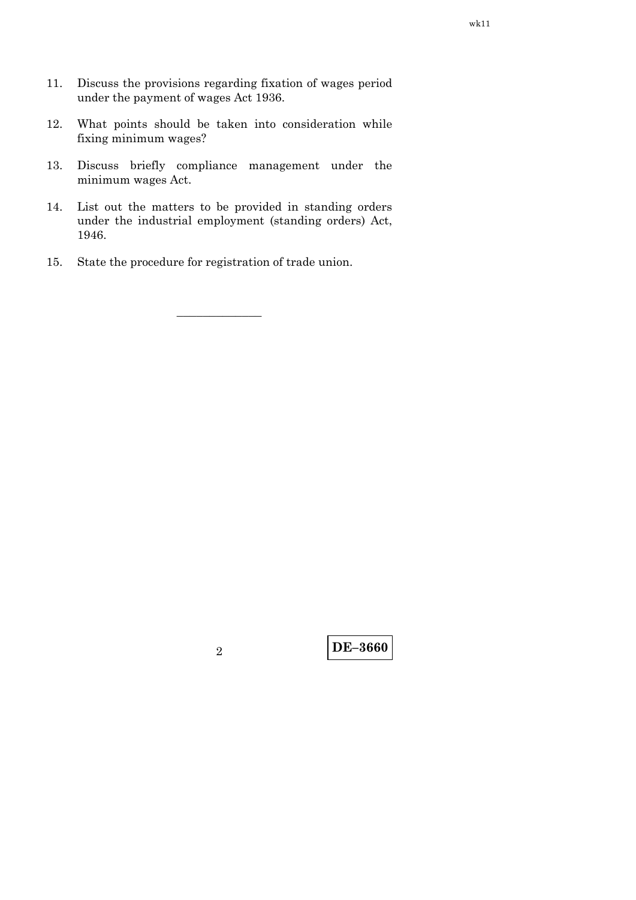11. Discuss the provisions regarding fixation of wages period under the payment of wages Act 1936.

12. What points should be taken into consideration while fixing minimum wages?

13. Discuss briefly compliance management under the minimum wages Act.

14. List out the matters to be provided in standing orders under the industrial employment (standing orders) Act, 1946.

15. State the procedure for registration of trade union.

———————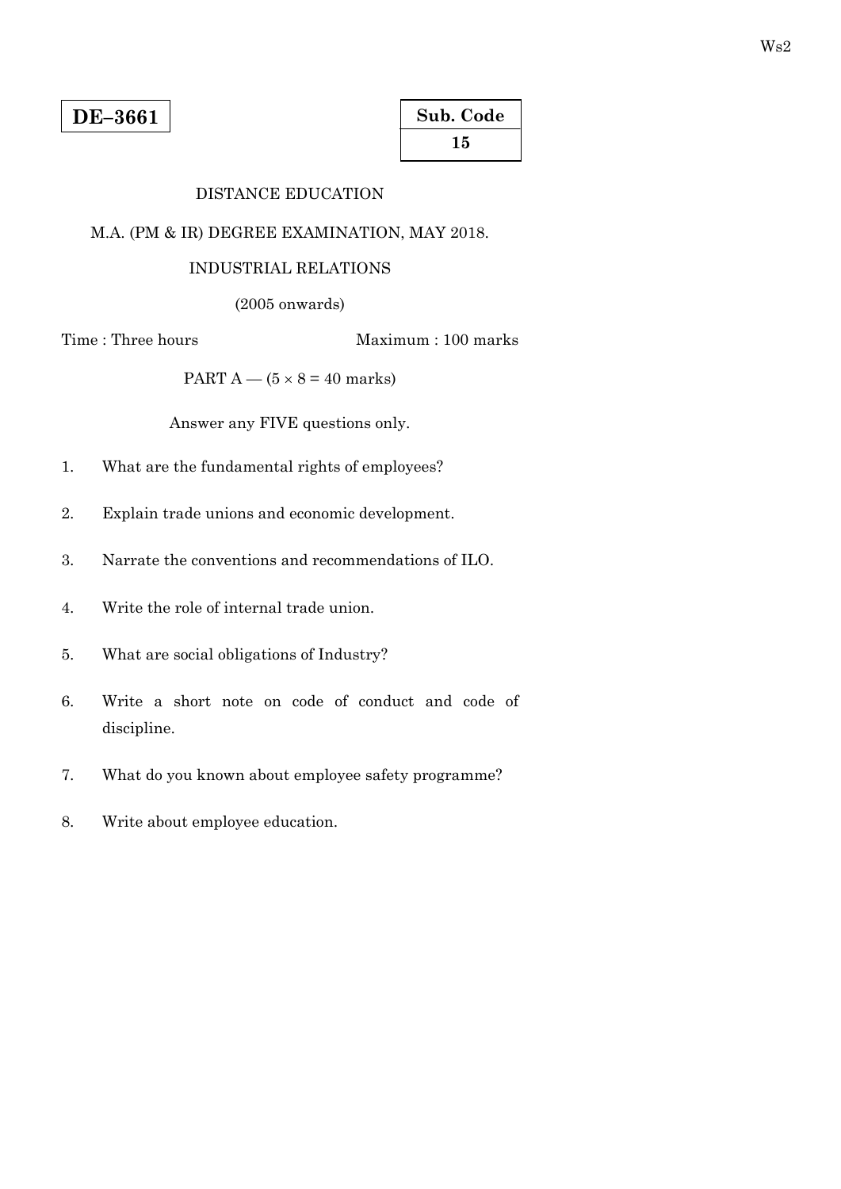Ws2

**DE–3661**

| Sub. Code |
|---|
| 15 |

DISTANCE EDUCATION

M.A. (PM & IR) DEGREE EXAMINATION, MAY 2018.

INDUSTRIAL RELATIONS

(2005 onwards)

Time : Three hours                                        Maximum : 100 marks

PART A — (5 × 8 = 40 marks)

Answer any FIVE questions only.

1. What are the fundamental rights of employees?

2. Explain trade unions and economic development.

3. Narrate the conventions and recommendations of ILO.

4. Write the role of internal trade union.

5. What are social obligations of Industry?

6. Write a short note on code of conduct and code of discipline.

7. What do you known about employee safety programme?

8. Write about employee education.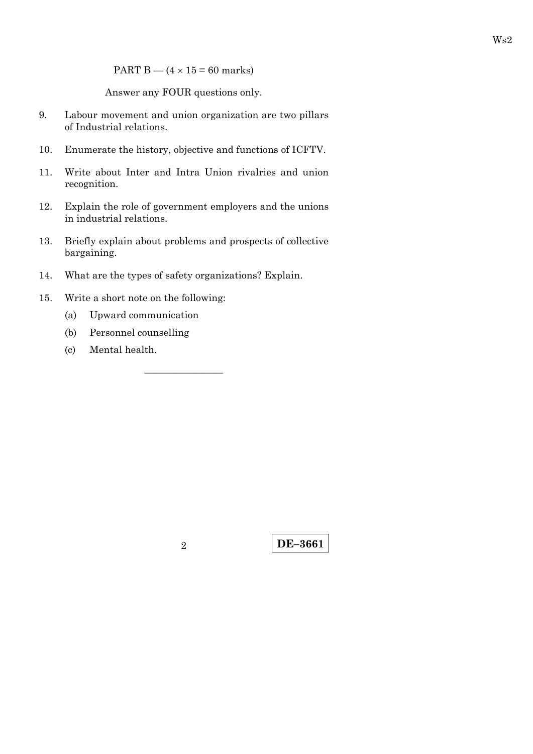PART B — (4 × 15 = 60 marks)

Answer any FOUR questions only.

9. Labour movement and union organization are two pillars of Industrial relations.

10. Enumerate the history, objective and functions of ICFTV.

11. Write about Inter and Intra Union rivalries and union recognition.

12. Explain the role of government employers and the unions in industrial relations.

13. Briefly explain about problems and prospects of collective bargaining.

14. What are the types of safety organizations? Explain.

15. Write a short note on the following:

    (a) Upward communication

    (b) Personnel counselling

    (c) Mental health.

———————

**DE–3661**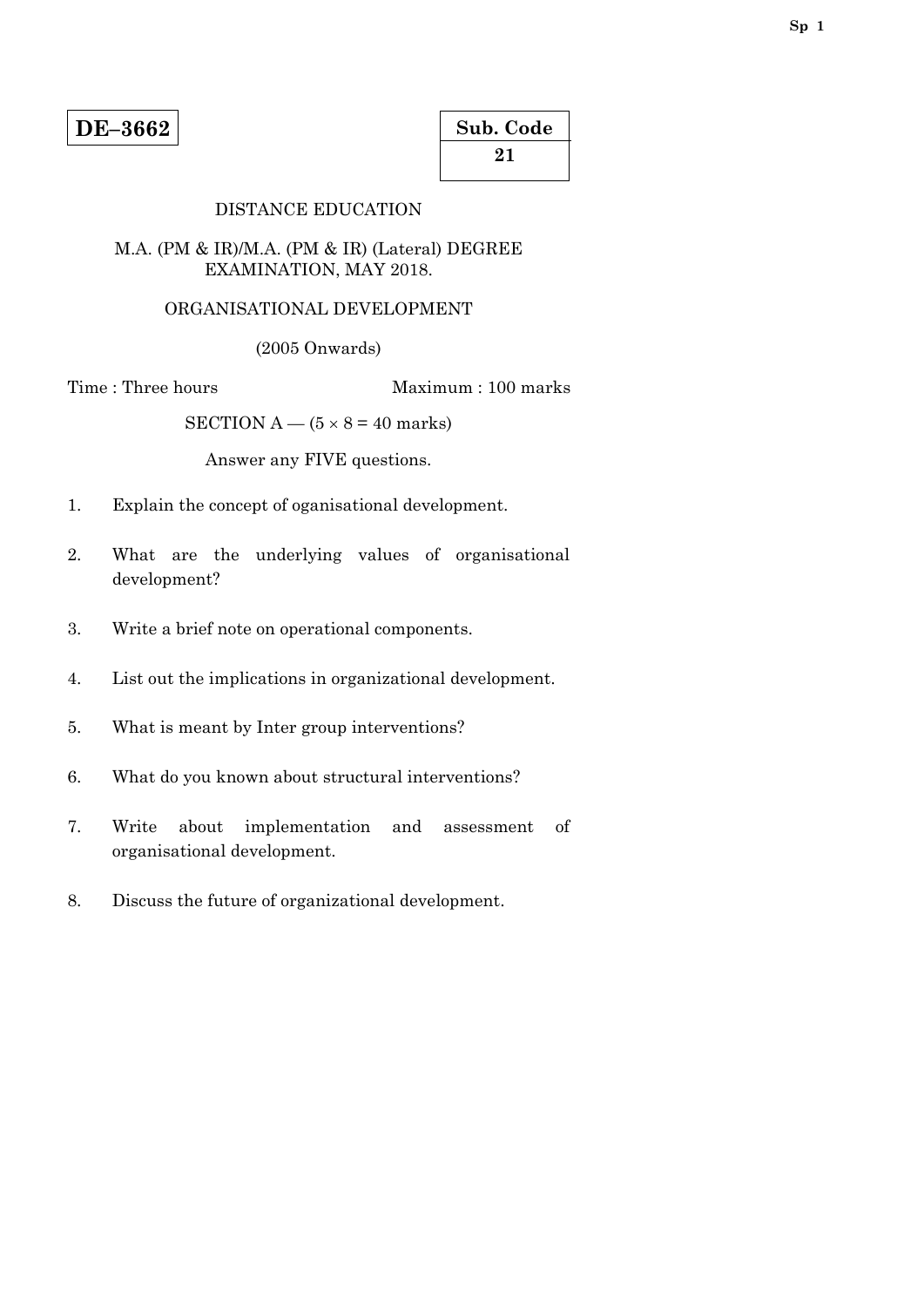**DE–3662**

**Sub. Code**
**21**

DISTANCE EDUCATION

M.A. (PM & IR)/M.A. (PM & IR) (Lateral) DEGREE EXAMINATION, MAY 2018.

ORGANISATIONAL DEVELOPMENT

(2005 Onwards)

Time : Three hours Maximum : 100 marks

SECTION A — (5 × 8 = 40 marks)

Answer any FIVE questions.

1. Explain the concept of oganisational development.

2. What are the underlying values of organisational development?

3. Write a brief note on operational components.

4. List out the implications in organizational development.

5. What is meant by Inter group interventions?

6. What do you known about structural interventions?

7. Write about implementation and assessment of organisational development.

8. Discuss the future of organizational development.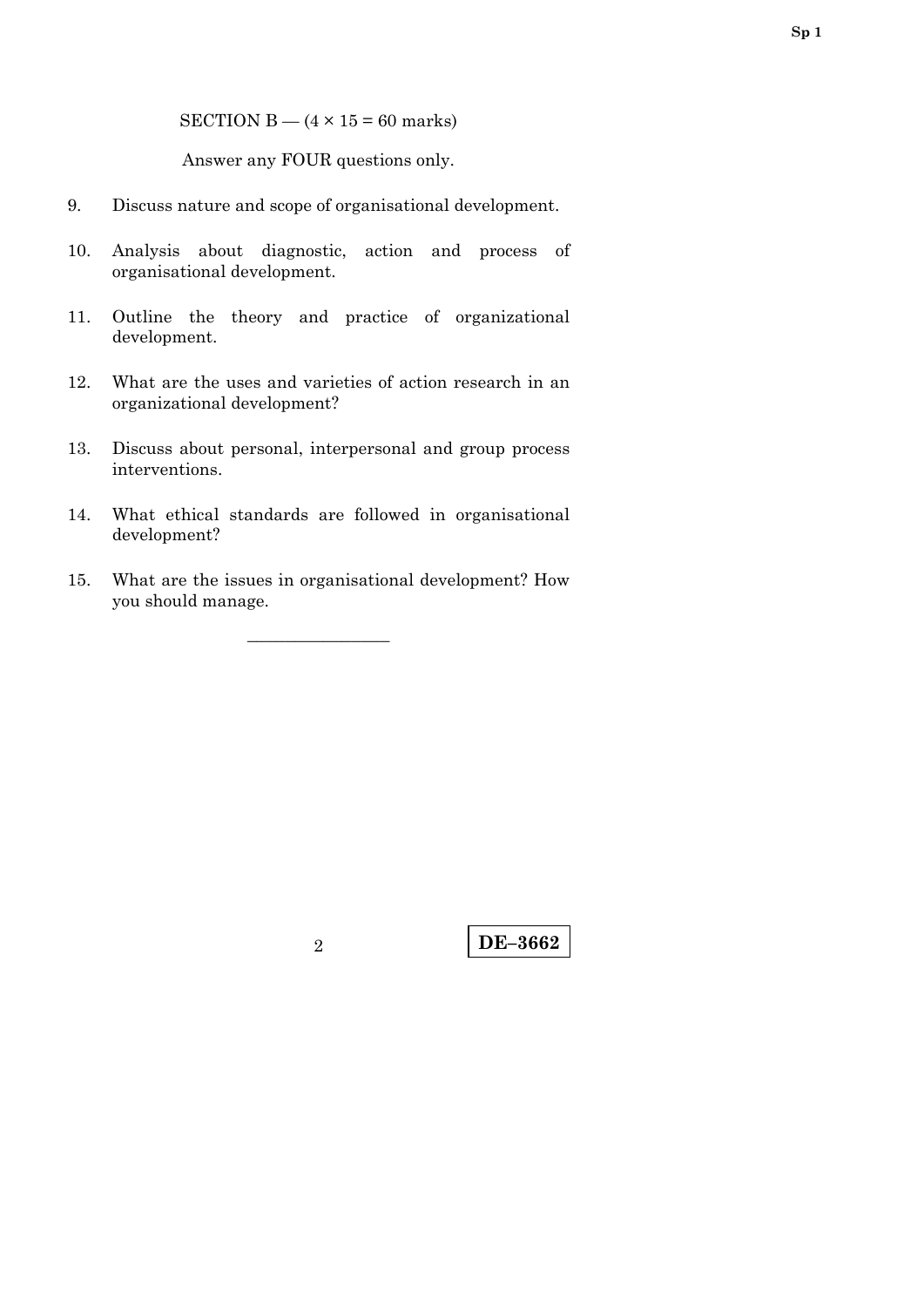SECTION B — (4 × 15 = 60 marks)

Answer any FOUR questions only.

9. Discuss nature and scope of organisational development.

10. Analysis about diagnostic, action and process of organisational development.

11. Outline the theory and practice of organizational development.

12. What are the uses and varieties of action research in an organizational development?

13. Discuss about personal, interpersonal and group process interventions.

14. What ethical standards are followed in organisational development?

15. What are the issues in organisational development? How you should manage.

————————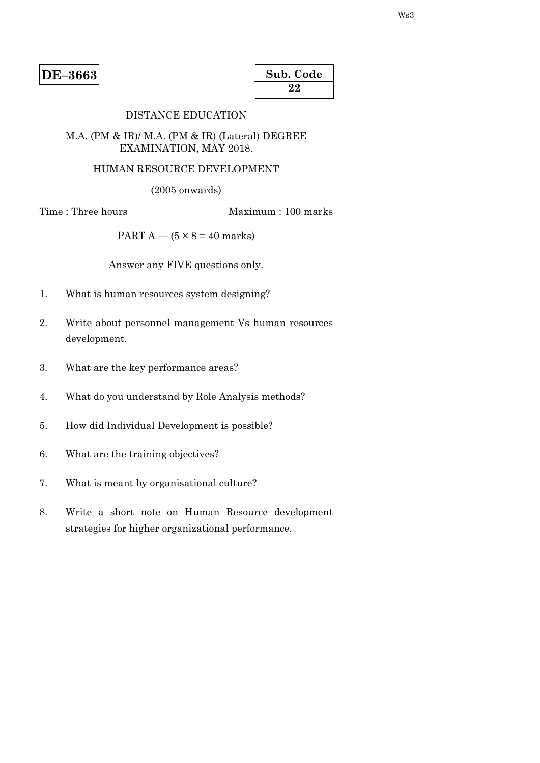Ws3

**DE–3663**

| Sub. Code |
|---|
| **22** |

DISTANCE EDUCATION

M.A. (PM & IR)/ M.A. (PM & IR) (Lateral) DEGREE EXAMINATION, MAY 2018.

HUMAN RESOURCE DEVELOPMENT

(2005 onwards)

Time : Three hours Maximum : 100 marks

PART A — (5 × 8 = 40 marks)

Answer any FIVE questions only.

1. What is human resources system designing?

2. Write about personnel management Vs human resources development.

3. What are the key performance areas?

4. What do you understand by Role Analysis methods?

5. How did Individual Development is possible?

6. What are the training objectives?

7. What is meant by organisational culture?

8. Write a short note on Human Resource development strategies for higher organizational performance.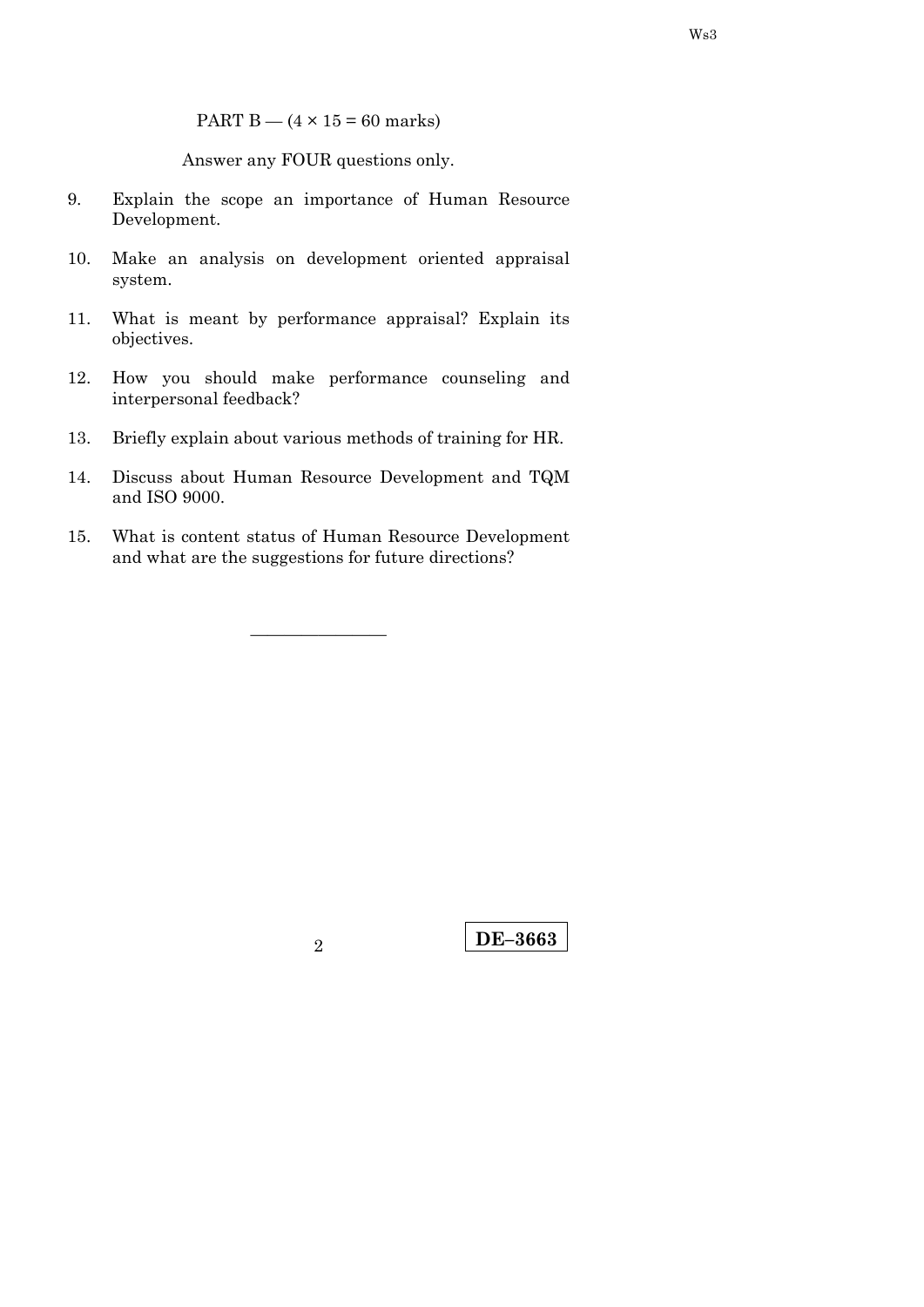PART B — (4 × 15 = 60 marks)

Answer any FOUR questions only.

9. Explain the scope an importance of Human Resource Development.

10. Make an analysis on development oriented appraisal system.

11. What is meant by performance appraisal? Explain its objectives.

12. How you should make performance counseling and interpersonal feedback?

13. Briefly explain about various methods of training for HR.

14. Discuss about Human Resource Development and TQM and ISO 9000.

15. What is content status of Human Resource Development and what are the suggestions for future directions?

————————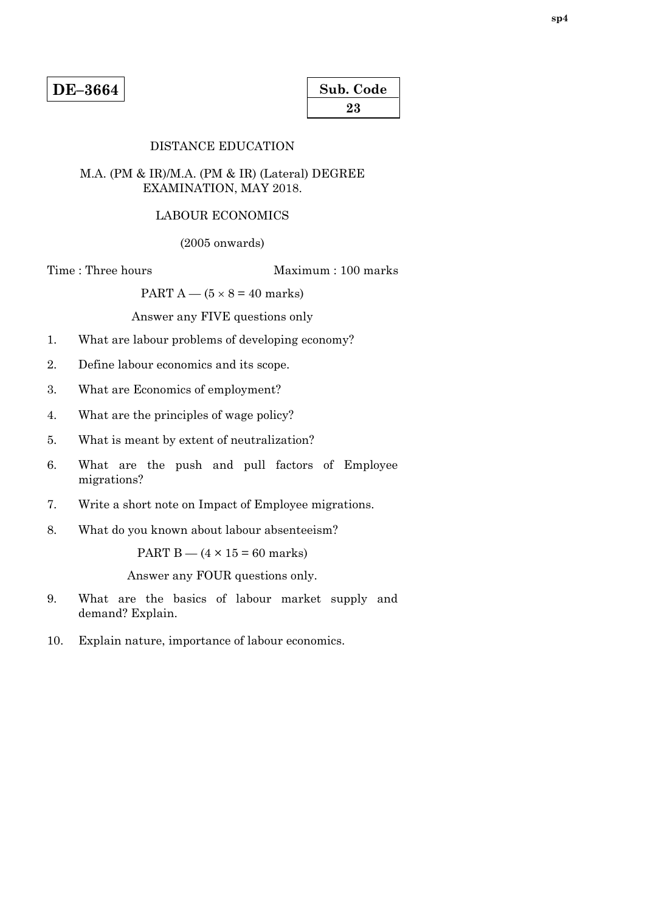**DE–3664**

| Sub. Code |
|---|
| 23 |

DISTANCE EDUCATION

M.A. (PM & IR)/M.A. (PM & IR) (Lateral) DEGREE EXAMINATION, MAY 2018.

LABOUR ECONOMICS

(2005 onwards)

Time : Three hours                                        Maximum : 100 marks

PART A — ($5 \times 8 = 40$ marks)

Answer any FIVE questions only

1. What are labour problems of developing economy?

2. Define labour economics and its scope.

3. What are Economics of employment?

4. What are the principles of wage policy?

5. What is meant by extent of neutralization?

6. What are the push and pull factors of Employee migrations?

7. Write a short note on Impact of Employee migrations.

8. What do you known about labour absenteeism?

PART B — ($4 \times 15 = 60$ marks)

Answer any FOUR questions only.

9. What are the basics of labour market supply and demand? Explain.

10. Explain nature, importance of labour economics.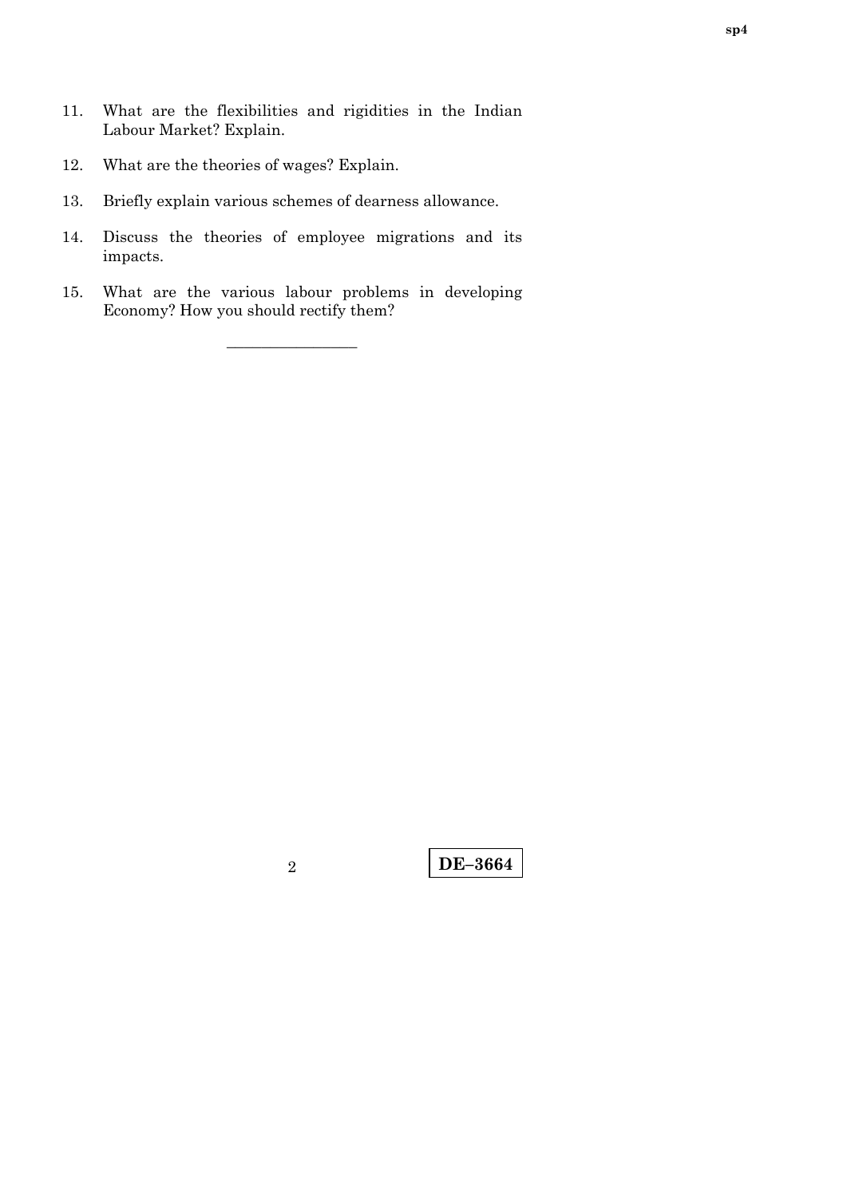11. What are the flexibilities and rigidities in the Indian Labour Market? Explain.

12. What are the theories of wages? Explain.

13. Briefly explain various schemes of dearness allowance.

14. Discuss the theories of employee migrations and its impacts.

15. What are the various labour problems in developing Economy? How you should rectify them.

———————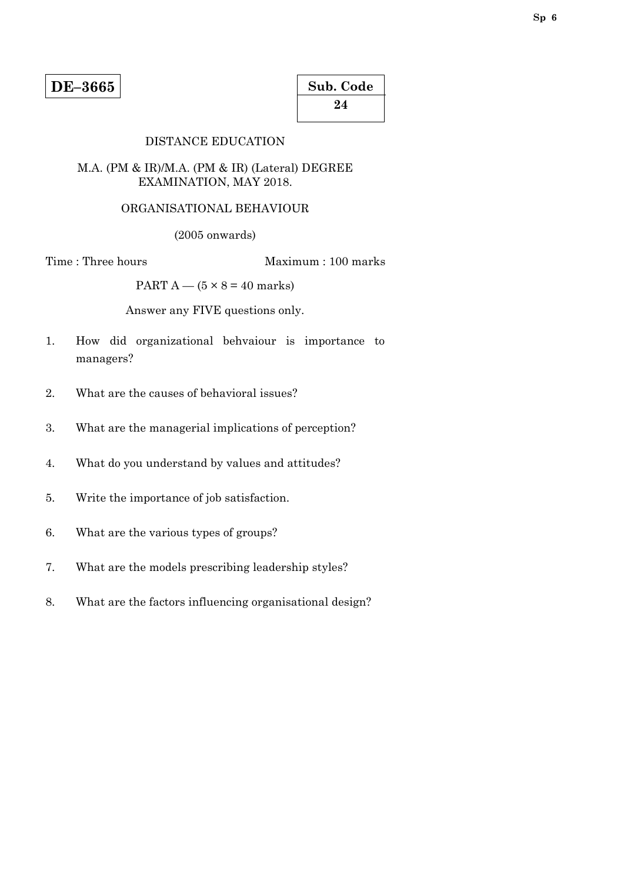**DE–3665**

**Sub. Code**
**24**

DISTANCE EDUCATION

M.A. (PM & IR)/M.A. (PM & IR) (Lateral) DEGREE EXAMINATION, MAY 2018.

ORGANISATIONAL BEHAVIOUR

(2005 onwards)

Time : Three hours Maximum : 100 marks

PART A — (5 × 8 = 40 marks)

Answer any FIVE questions only.

1. How did organizational behvaiour is importance to managers?
2. What are the causes of behavioral issues?
3. What are the managerial implications of perception?
4. What do you understand by values and attitudes?
5. Write the importance of job satisfaction.
6. What are the various types of groups?
7. What are the models prescribing leadership styles?
8. What are the factors influencing organisational design?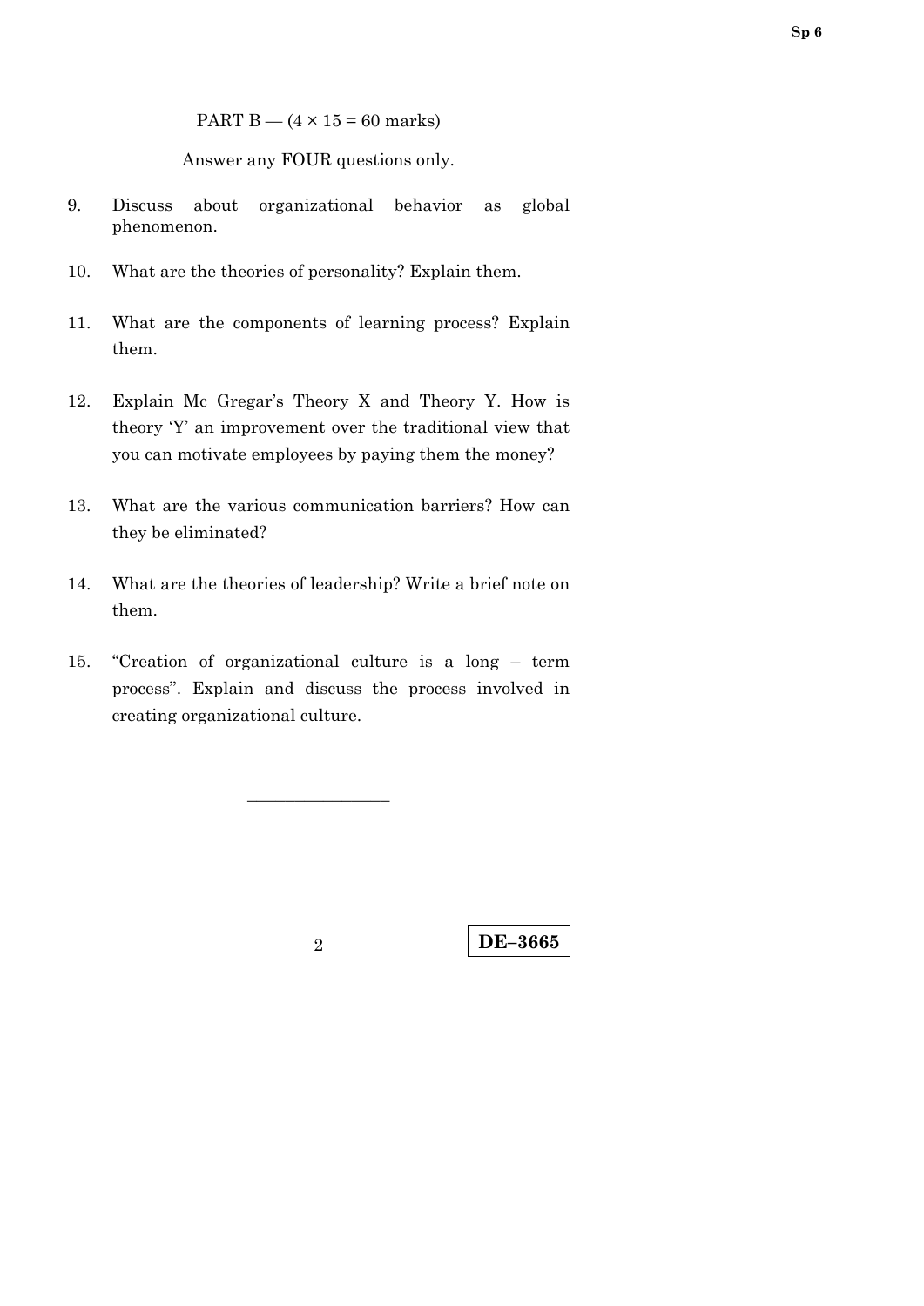PART B — (4 × 15 = 60 marks)

Answer any FOUR questions only.

9. Discuss about organizational behavior as global phenomenon.

10. What are the theories of personality? Explain them.

11. What are the components of learning process? Explain them.

12. Explain Mc Gregar's Theory X and Theory Y. How is theory 'Y' an improvement over the traditional view that you can motivate employees by paying them the money?

13. What are the various communication barriers? How can they be eliminated?

14. What are the theories of leadership? Write a brief note on them.

15. "Creation of organizational culture is a long – term process". Explain and discuss the process involved in creating organizational culture.

———————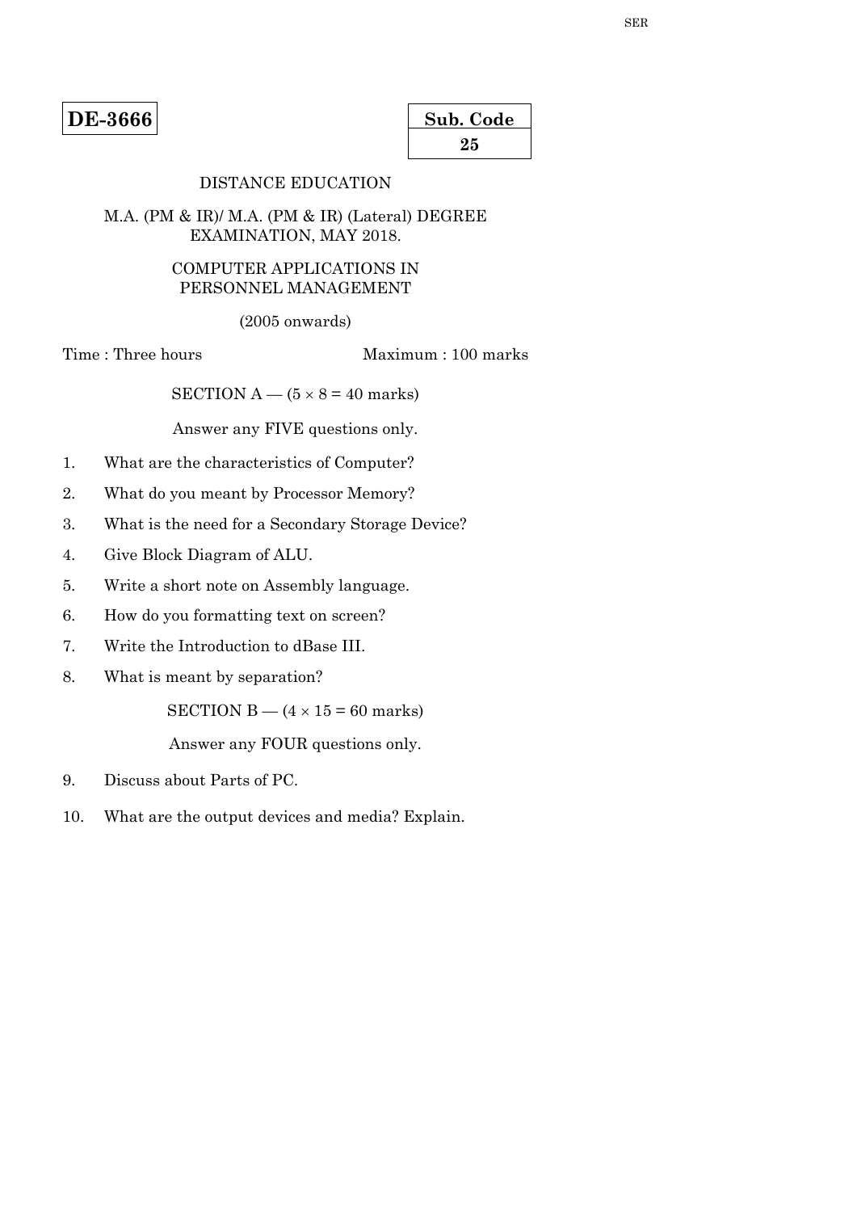SER

**DE-3666**

| **Sub. Code** |
|---|
| **25** |

DISTANCE EDUCATION

M.A. (PM & IR)/ M.A. (PM & IR) (Lateral) DEGREE EXAMINATION, MAY 2018.

COMPUTER APPLICATIONS IN PERSONNEL MANAGEMENT

(2005 onwards)

Time : Three hours Maximum : 100 marks

SECTION A — ($5 \times 8 = 40$ marks)

Answer any FIVE questions only.

1. What are the characteristics of Computer?
2. What do you meant by Processor Memory?
3. What is the need for a Secondary Storage Device?
4. Give Block Diagram of ALU.
5. Write a short note on Assembly language.
6. How do you formatting text on screen?
7. Write the Introduction to dBase III.
8. What is meant by separation?

SECTION B — ($4 \times 15 = 60$ marks)

Answer any FOUR questions only.

9. Discuss about Parts of PC.
10. What are the output devices and media? Explain.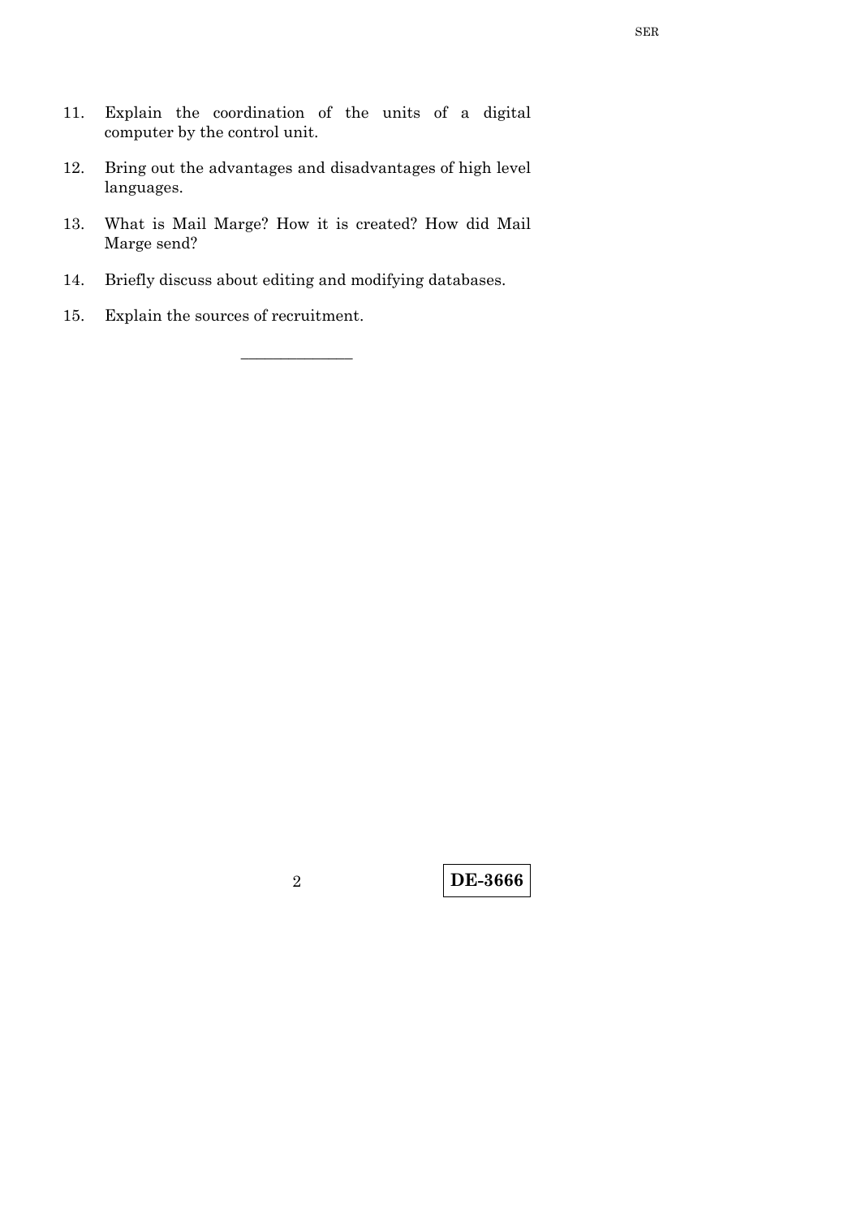11. Explain the coordination of the units of a digital computer by the control unit.

12. Bring out the advantages and disadvantages of high level languages.

13. What is Mail Marge? How it is created? How did Mail Marge send?

14. Briefly discuss about editing and modifying databases.

15. Explain the sources of recruitment.

———————